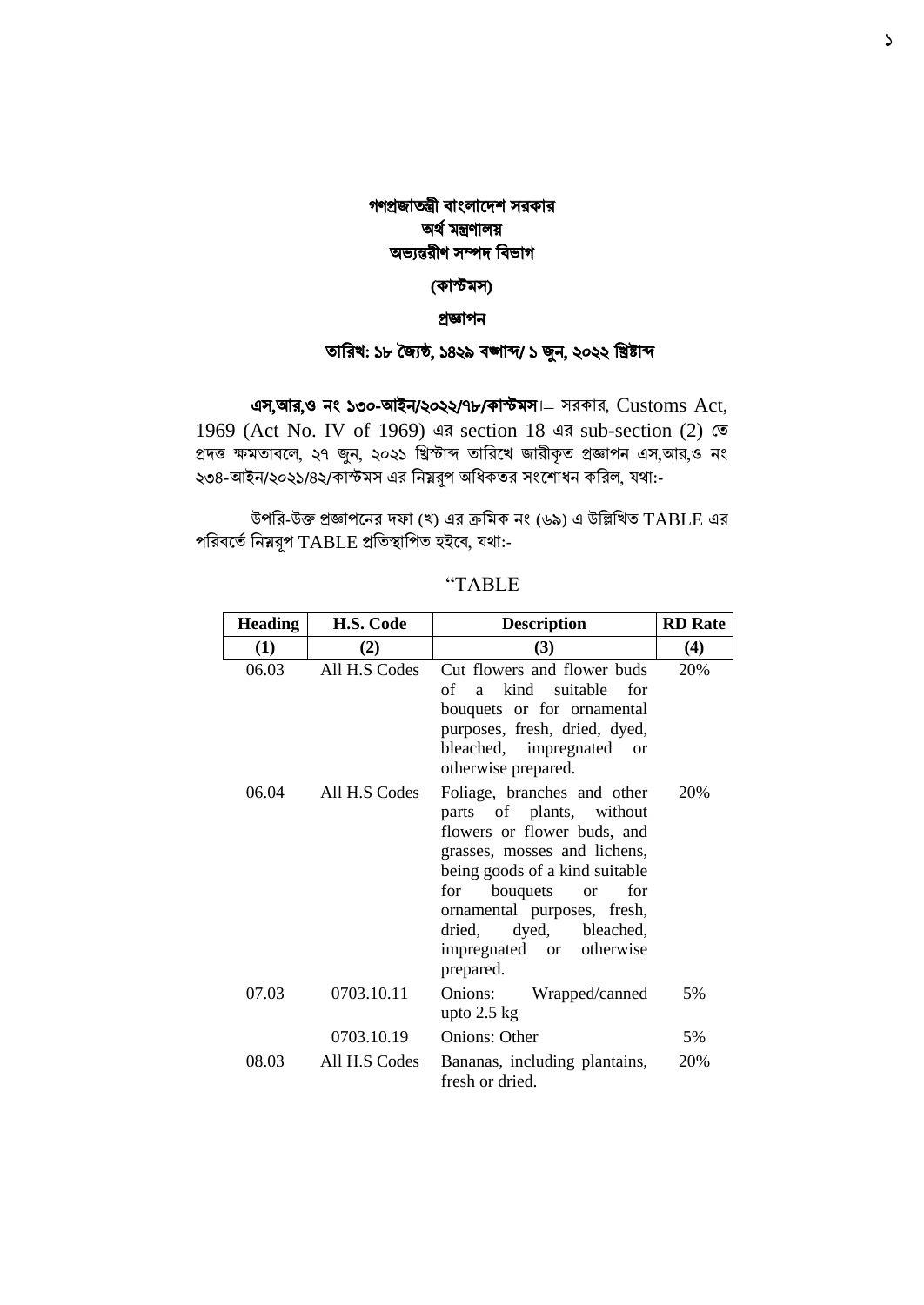**গণপ্রজাতন্ত্রী বাংলাদেশ সরকার**
**অর্থ মন্ত্রণালয়**
**অভ্যন্তরীণ সম্পদ বিভাগ**

**(কাস্টমস)**

**প্রজ্ঞাপন**

**তারিখ: ১৮ জ্যৈষ্ঠ, ১৪২৯ বঙ্গাব্দ/ ১ জুন, ২০২২ খ্রিষ্টাব্দ**

**এস,আর,ও নং ১৩০-আইন/২০২২/৭৮/কাস্টমস।**— সরকার, Customs Act, 1969 (Act No. IV of 1969) এর section 18 এর sub-section (2) তে প্রদত্ত ক্ষমতাবলে, ২৭ জুন, ২০২১ খ্রিস্টাব্দ তারিখে জারীকৃত প্রজ্ঞাপন এস,আর,ও নং ২৩৪-আইন/২০২১/৪২/কাস্টমস এর নিম্নরূপ অধিকতর সংশোধন করিল, যথা:-

উপরি-উক্ত প্রজ্ঞাপনের দফা (খ) এর ক্রমিক নং (৬৯) এ উল্লিখিত TABLE এর পরিবর্তে নিম্নরূপ TABLE প্রতিস্থাপিত হইবে, যথা:-

"TABLE

| Heading | H.S. Code | Description | RD Rate |
|---|---|---|---|
| (1) | (2) | (3) | (4) |
| 06.03 | All H.S Codes | Cut flowers and flower buds of a kind suitable for bouquets or for ornamental purposes, fresh, dried, dyed, bleached, impregnated or otherwise prepared. | 20% |
| 06.04 | All H.S Codes | Foliage, branches and other parts of plants, without flowers or flower buds, and grasses, mosses and lichens, being goods of a kind suitable for bouquets or for ornamental purposes, fresh, dried, dyed, bleached, impregnated or otherwise prepared. | 20% |
| 07.03 | 0703.10.11 | Onions: Wrapped/canned upto 2.5 kg | 5% |
| | 0703.10.19 | Onions: Other | 5% |
| 08.03 | All H.S Codes | Bananas, including plantains, fresh or dried. | 20% |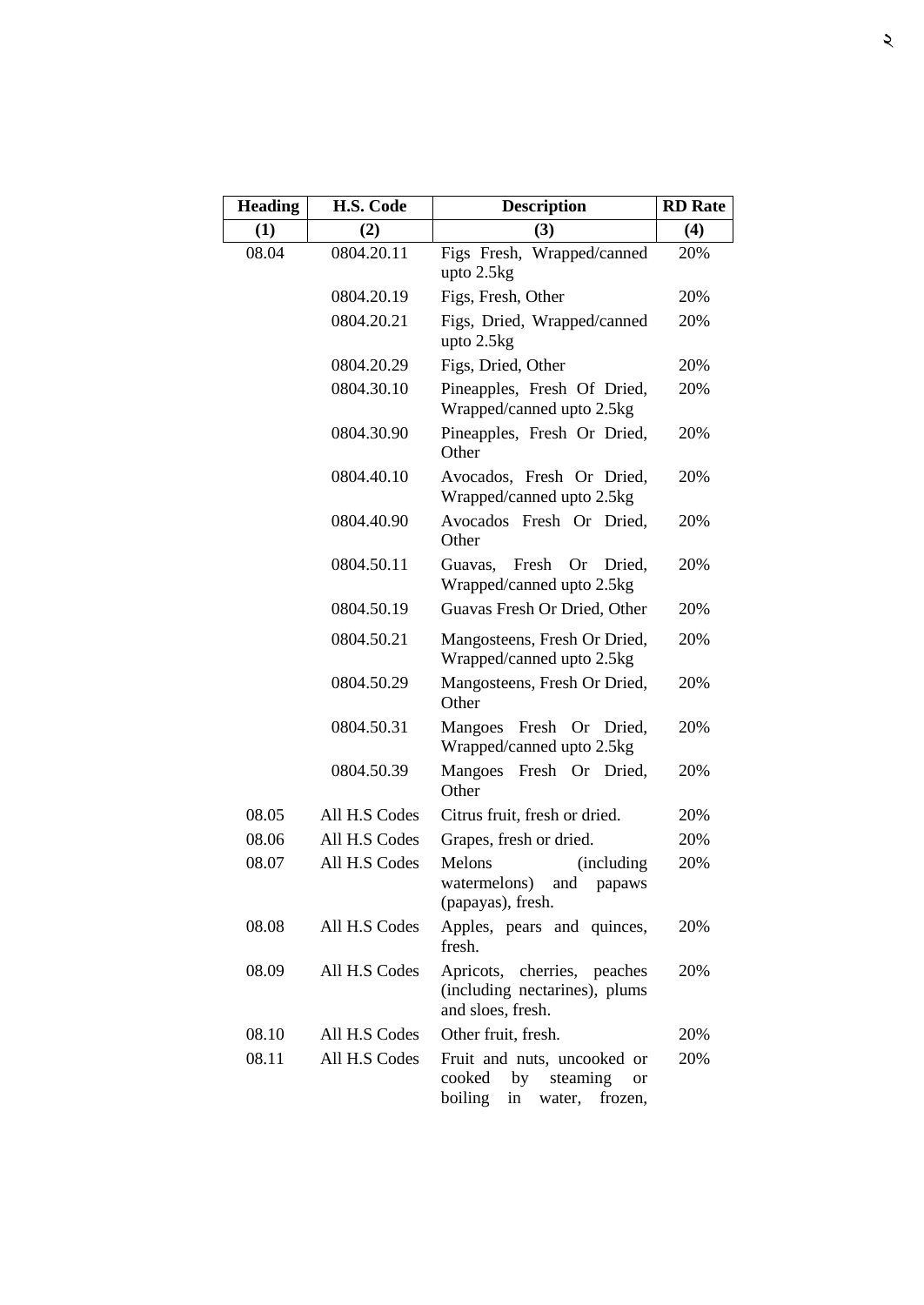| Heading | H.S. Code | Description | RD Rate |
|---|---|---|---|
| (1) | (2) | (3) | (4) |
| 08.04 | 0804.20.11 | Figs Fresh, Wrapped/canned upto 2.5kg | 20% |
| | 0804.20.19 | Figs, Fresh, Other | 20% |
| | 0804.20.21 | Figs, Dried, Wrapped/canned upto 2.5kg | 20% |
| | 0804.20.29 | Figs, Dried, Other | 20% |
| | 0804.30.10 | Pineapples, Fresh Of Dried, Wrapped/canned upto 2.5kg | 20% |
| | 0804.30.90 | Pineapples, Fresh Or Dried, Other | 20% |
| | 0804.40.10 | Avocados, Fresh Or Dried, Wrapped/canned upto 2.5kg | 20% |
| | 0804.40.90 | Avocados Fresh Or Dried, Other | 20% |
| | 0804.50.11 | Guavas, Fresh Or Dried, Wrapped/canned upto 2.5kg | 20% |
| | 0804.50.19 | Guavas Fresh Or Dried, Other | 20% |
| | 0804.50.21 | Mangosteens, Fresh Or Dried, Wrapped/canned upto 2.5kg | 20% |
| | 0804.50.29 | Mangosteens, Fresh Or Dried, Other | 20% |
| | 0804.50.31 | Mangoes Fresh Or Dried, Wrapped/canned upto 2.5kg | 20% |
| | 0804.50.39 | Mangoes Fresh Or Dried, Other | 20% |
| 08.05 | All H.S Codes | Citrus fruit, fresh or dried. | 20% |
| 08.06 | All H.S Codes | Grapes, fresh or dried. | 20% |
| 08.07 | All H.S Codes | Melons (including watermelons) and papaws (papayas), fresh. | 20% |
| 08.08 | All H.S Codes | Apples, pears and quinces, fresh. | 20% |
| 08.09 | All H.S Codes | Apricots, cherries, peaches (including nectarines), plums and sloes, fresh. | 20% |
| 08.10 | All H.S Codes | Other fruit, fresh. | 20% |
| 08.11 | All H.S Codes | Fruit and nuts, uncooked or cooked by steaming or boiling in water, frozen, | 20% |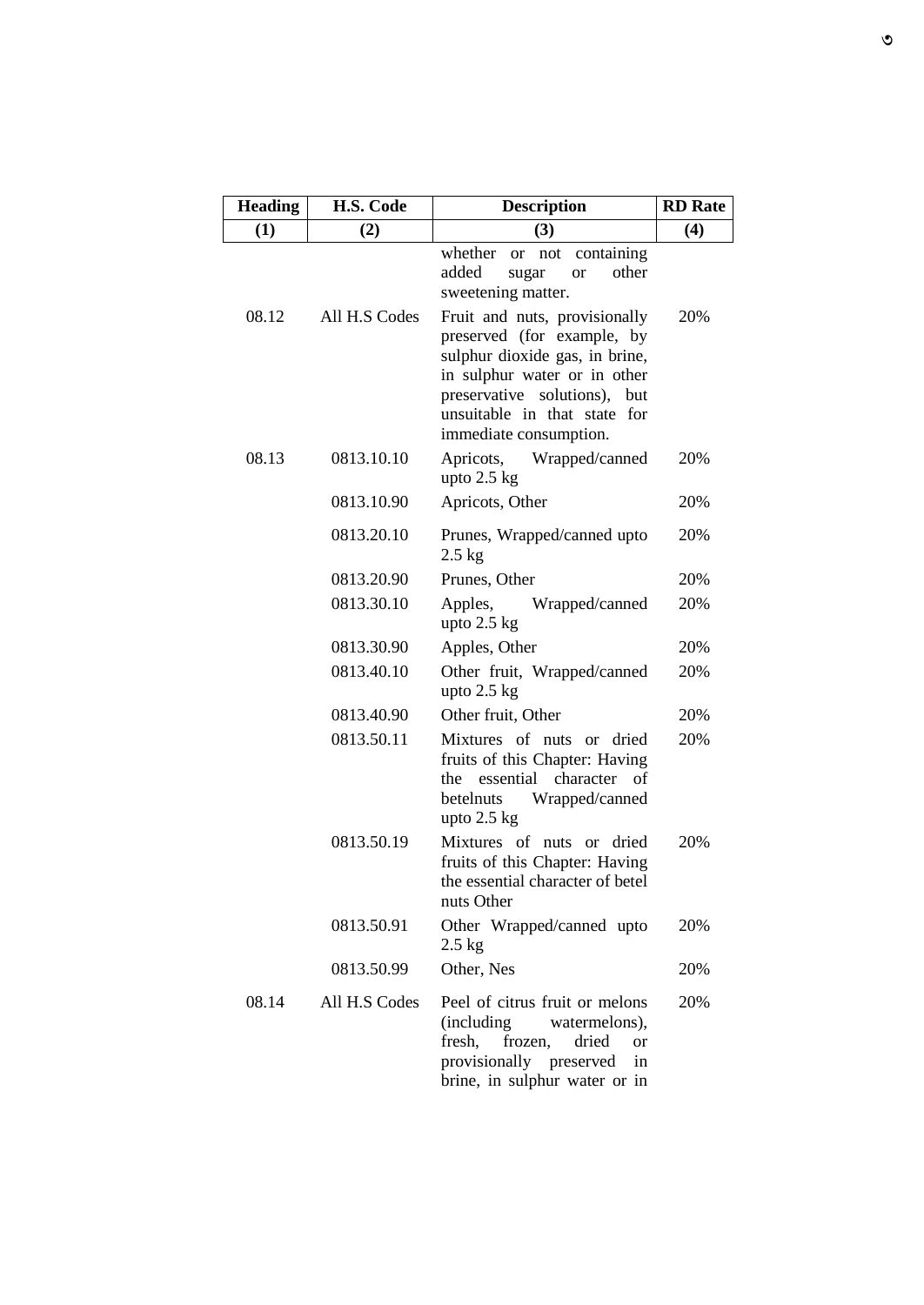| Heading | H.S. Code | Description | RD Rate |
|---|---|---|---|
| (1) | (2) | (3) | (4) |
| | | whether or not containing added sugar or other sweetening matter. | |
| 08.12 | All H.S Codes | Fruit and nuts, provisionally preserved (for example, by sulphur dioxide gas, in brine, in sulphur water or in other preservative solutions), but unsuitable in that state for immediate consumption. | 20% |
| 08.13 | 0813.10.10 | Apricots, Wrapped/canned upto 2.5 kg | 20% |
| | 0813.10.90 | Apricots, Other | 20% |
| | 0813.20.10 | Prunes, Wrapped/canned upto 2.5 kg | 20% |
| | 0813.20.90 | Prunes, Other | 20% |
| | 0813.30.10 | Apples, Wrapped/canned upto 2.5 kg | 20% |
| | 0813.30.90 | Apples, Other | 20% |
| | 0813.40.10 | Other fruit, Wrapped/canned upto 2.5 kg | 20% |
| | 0813.40.90 | Other fruit, Other | 20% |
| | 0813.50.11 | Mixtures of nuts or dried fruits of this Chapter: Having the essential character of betelnuts Wrapped/canned upto 2.5 kg | 20% |
| | 0813.50.19 | Mixtures of nuts or dried fruits of this Chapter: Having the essential character of betel nuts Other | 20% |
| | 0813.50.91 | Other Wrapped/canned upto 2.5 kg | 20% |
| | 0813.50.99 | Other, Nes | 20% |
| 08.14 | All H.S Codes | Peel of citrus fruit or melons (including watermelons), fresh, frozen, dried or provisionally preserved in brine, in sulphur water or in | 20% |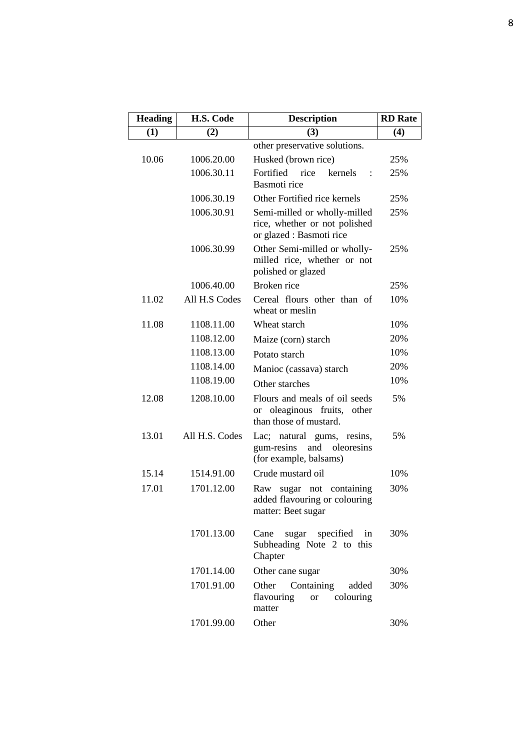| Heading | H.S. Code | Description | RD Rate |
|---|---|---|---|
| (1) | (2) | (3) | (4) |
| | | other preservative solutions. | |
| 10.06 | 1006.20.00 | Husked (brown rice) | 25% |
| | 1006.30.11 | Fortified rice kernels : Basmoti rice | 25% |
| | 1006.30.19 | Other Fortified rice kernels | 25% |
| | 1006.30.91 | Semi-milled or wholly-milled rice, whether or not polished or glazed : Basmoti rice | 25% |
| | 1006.30.99 | Other Semi-milled or wholly-milled rice, whether or not polished or glazed | 25% |
| | 1006.40.00 | Broken rice | 25% |
| 11.02 | All H.S Codes | Cereal flours other than of wheat or meslin | 10% |
| 11.08 | 1108.11.00 | Wheat starch | 10% |
| | 1108.12.00 | Maize (corn) starch | 20% |
| | 1108.13.00 | Potato starch | 10% |
| | 1108.14.00 | Manioc (cassava) starch | 20% |
| | 1108.19.00 | Other starches | 10% |
| 12.08 | 1208.10.00 | Flours and meals of oil seeds or oleaginous fruits, other than those of mustard. | 5% |
| 13.01 | All H.S. Codes | Lac; natural gums, resins, gum-resins and oleoresins (for example, balsams) | 5% |
| 15.14 | 1514.91.00 | Crude mustard oil | 10% |
| 17.01 | 1701.12.00 | Raw sugar not containing added flavouring or colouring matter: Beet sugar | 30% |
| | 1701.13.00 | Cane sugar specified in Subheading Note 2 to this Chapter | 30% |
| | 1701.14.00 | Other cane sugar | 30% |
| | 1701.91.00 | Other Containing added flavouring or colouring matter | 30% |
| | 1701.99.00 | Other | 30% |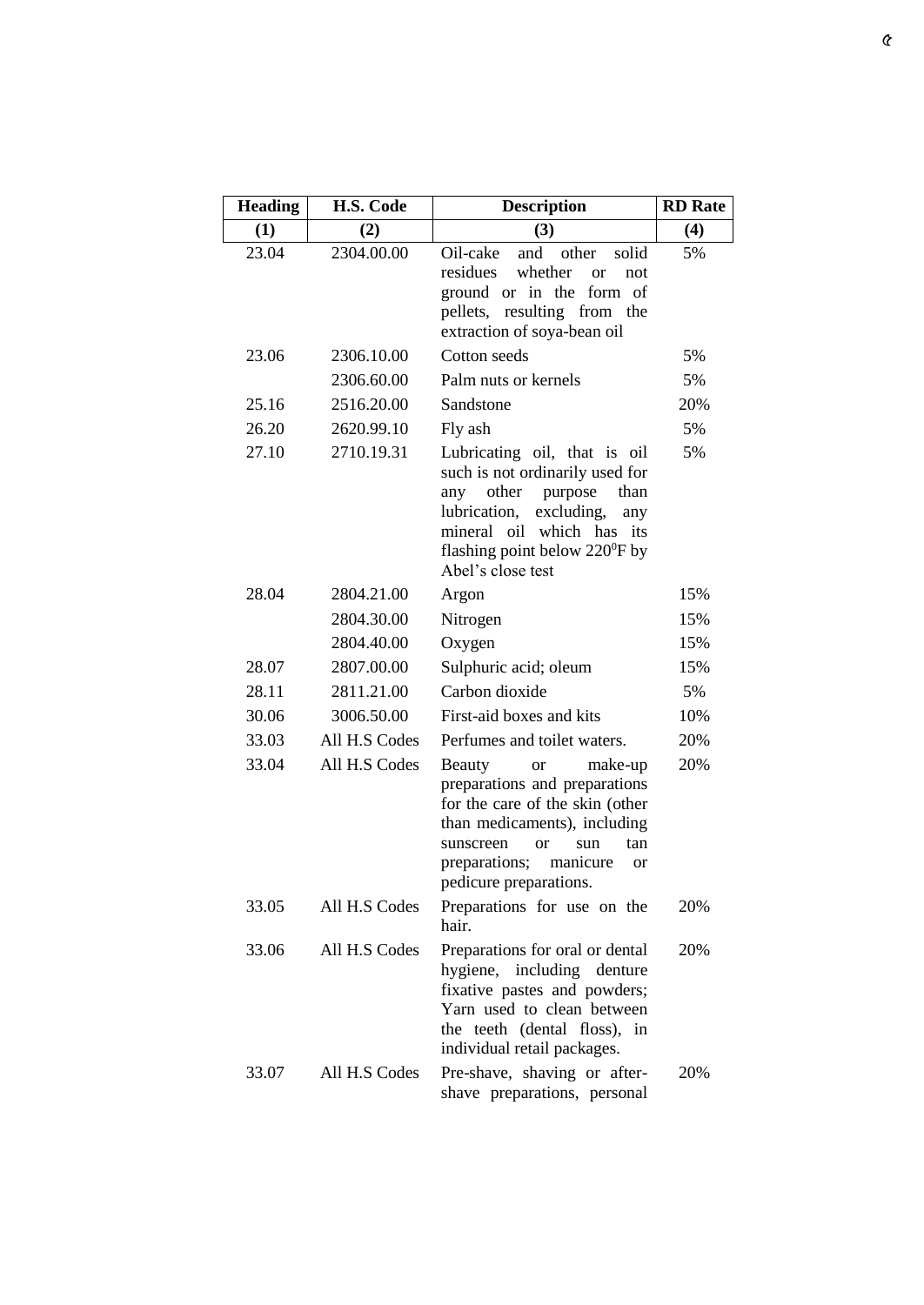| Heading | H.S. Code | Description | RD Rate |
|---|---|---|---|
| (1) | (2) | (3) | (4) |
| 23.04 | 2304.00.00 | Oil-cake and other solid residues whether or not ground or in the form of pellets, resulting from the extraction of soya-bean oil | 5% |
| 23.06 | 2306.10.00 | Cotton seeds | 5% |
| | 2306.60.00 | Palm nuts or kernels | 5% |
| 25.16 | 2516.20.00 | Sandstone | 20% |
| 26.20 | 2620.99.10 | Fly ash | 5% |
| 27.10 | 2710.19.31 | Lubricating oil, that is oil such is not ordinarily used for any other purpose than lubrication, excluding, any mineral oil which has its flashing point below $220^0$F by Abel's close test | 5% |
| 28.04 | 2804.21.00 | Argon | 15% |
| | 2804.30.00 | Nitrogen | 15% |
| | 2804.40.00 | Oxygen | 15% |
| 28.07 | 2807.00.00 | Sulphuric acid; oleum | 15% |
| 28.11 | 2811.21.00 | Carbon dioxide | 5% |
| 30.06 | 3006.50.00 | First-aid boxes and kits | 10% |
| 33.03 | All H.S Codes | Perfumes and toilet waters. | 20% |
| 33.04 | All H.S Codes | Beauty or make-up preparations and preparations for the care of the skin (other than medicaments), including sunscreen or sun tan preparations; manicure or pedicure preparations. | 20% |
| 33.05 | All H.S Codes | Preparations for use on the hair. | 20% |
| 33.06 | All H.S Codes | Preparations for oral or dental hygiene, including denture fixative pastes and powders; Yarn used to clean between the teeth (dental floss), in individual retail packages. | 20% |
| 33.07 | All H.S Codes | Pre-shave, shaving or after-shave preparations, personal | 20% |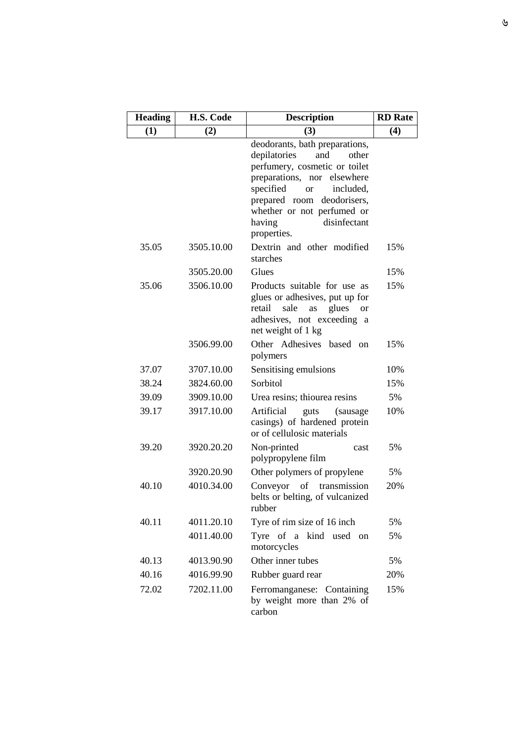| Heading | H.S. Code | Description | RD Rate |
|---|---|---|---|
| (1) | (2) | (3) | (4) |
| | | deodorants, bath preparations, depilatories and other perfumery, cosmetic or toilet preparations, nor elsewhere specified or included, prepared room deodorisers, whether or not perfumed or having disinfectant properties. | |
| 35.05 | 3505.10.00 | Dextrin and other modified starches | 15% |
| | 3505.20.00 | Glues | 15% |
| 35.06 | 3506.10.00 | Products suitable for use as glues or adhesives, put up for retail sale as glues or adhesives, not exceeding a net weight of 1 kg | 15% |
| | 3506.99.00 | Other Adhesives based on polymers | 15% |
| 37.07 | 3707.10.00 | Sensitising emulsions | 10% |
| 38.24 | 3824.60.00 | Sorbitol | 15% |
| 39.09 | 3909.10.00 | Urea resins; thiourea resins | 5% |
| 39.17 | 3917.10.00 | Artificial guts (sausage casings) of hardened protein or of cellulosic materials | 10% |
| 39.20 | 3920.20.20 | Non-printed cast polypropylene film | 5% |
| | 3920.20.90 | Other polymers of propylene | 5% |
| 40.10 | 4010.34.00 | Conveyor of transmission belts or belting, of vulcanized rubber | 20% |
| 40.11 | 4011.20.10 | Tyre of rim size of 16 inch | 5% |
| | 4011.40.00 | Tyre of a kind used on motorcycles | 5% |
| 40.13 | 4013.90.90 | Other inner tubes | 5% |
| 40.16 | 4016.99.90 | Rubber guard rear | 20% |
| 72.02 | 7202.11.00 | Ferromanganese: Containing by weight more than 2% of carbon | 15% |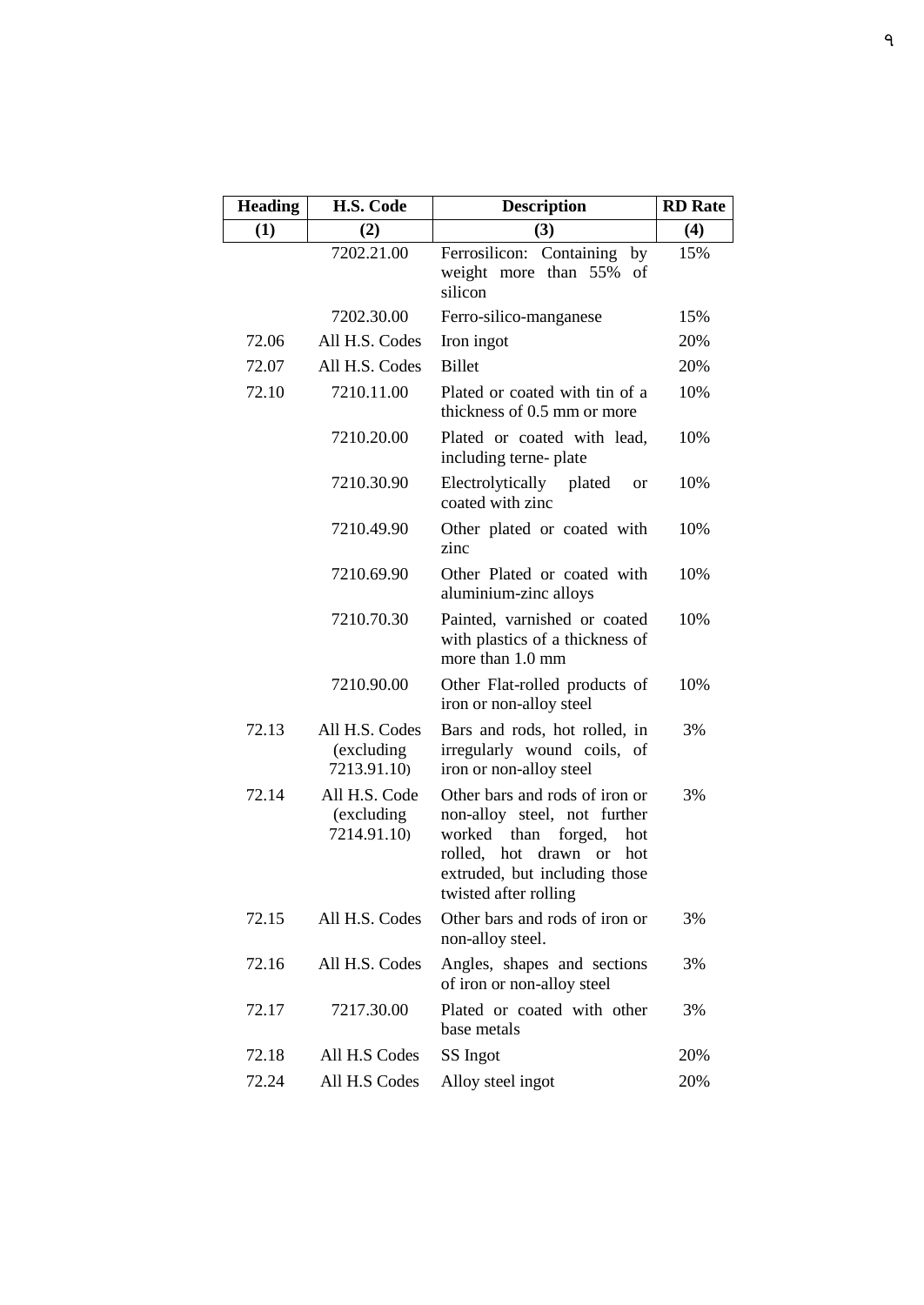| Heading | H.S. Code | Description | RD Rate |
|---|---|---|---|
| (1) | (2) | (3) | (4) |
| | 7202.21.00 | Ferrosilicon: Containing by weight more than 55% of silicon | 15% |
| | 7202.30.00 | Ferro-silico-manganese | 15% |
| 72.06 | All H.S. Codes | Iron ingot | 20% |
| 72.07 | All H.S. Codes | Billet | 20% |
| 72.10 | 7210.11.00 | Plated or coated with tin of a thickness of 0.5 mm or more | 10% |
| | 7210.20.00 | Plated or coated with lead, including terne- plate | 10% |
| | 7210.30.90 | Electrolytically plated or coated with zinc | 10% |
| | 7210.49.90 | Other plated or coated with zinc | 10% |
| | 7210.69.90 | Other Plated or coated with aluminium-zinc alloys | 10% |
| | 7210.70.30 | Painted, varnished or coated with plastics of a thickness of more than 1.0 mm | 10% |
| | 7210.90.00 | Other Flat-rolled products of iron or non-alloy steel | 10% |
| 72.13 | All H.S. Codes (excluding 7213.91.10) | Bars and rods, hot rolled, in irregularly wound coils, of iron or non-alloy steel | 3% |
| 72.14 | All H.S. Code (excluding 7214.91.10) | Other bars and rods of iron or non-alloy steel, not further worked than forged, hot rolled, hot drawn or hot extruded, but including those twisted after rolling | 3% |
| 72.15 | All H.S. Codes | Other bars and rods of iron or non-alloy steel. | 3% |
| 72.16 | All H.S. Codes | Angles, shapes and sections of iron or non-alloy steel | 3% |
| 72.17 | 7217.30.00 | Plated or coated with other base metals | 3% |
| 72.18 | All H.S Codes | SS Ingot | 20% |
| 72.24 | All H.S Codes | Alloy steel ingot | 20% |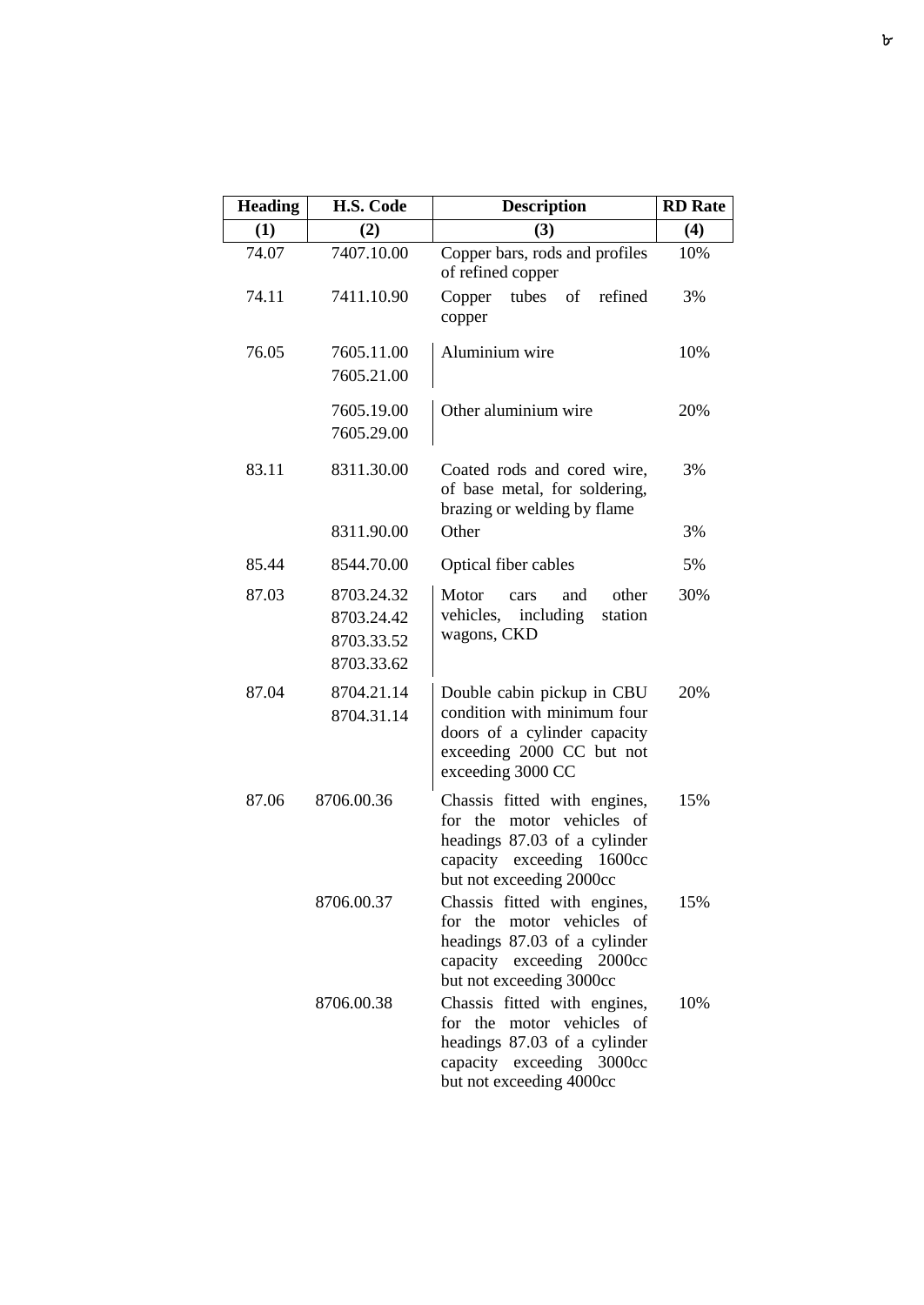| Heading | H.S. Code | Description | RD Rate |
|---|---|---|---|
| (1) | (2) | (3) | (4) |
| 74.07 | 7407.10.00 | Copper bars, rods and profiles of refined copper | 10% |
| 74.11 | 7411.10.90 | Copper tubes of refined copper | 3% |
| 76.05 | 7605.11.00<br>7605.21.00 | Aluminium wire | 10% |
| | 7605.19.00<br>7605.29.00 | Other aluminium wire | 20% |
| 83.11 | 8311.30.00 | Coated rods and cored wire, of base metal, for soldering, brazing or welding by flame | 3% |
| | 8311.90.00 | Other | 3% |
| 85.44 | 8544.70.00 | Optical fiber cables | 5% |
| 87.03 | 8703.24.32<br>8703.24.42<br>8703.33.52<br>8703.33.62 | Motor cars and other vehicles, including station wagons, CKD | 30% |
| 87.04 | 8704.21.14<br>8704.31.14 | Double cabin pickup in CBU condition with minimum four doors of a cylinder capacity exceeding 2000 CC but not exceeding 3000 CC | 20% |
| 87.06 | 8706.00.36 | Chassis fitted with engines, for the motor vehicles of headings 87.03 of a cylinder capacity exceeding 1600cc but not exceeding 2000cc | 15% |
| | 8706.00.37 | Chassis fitted with engines, for the motor vehicles of headings 87.03 of a cylinder capacity exceeding 2000cc but not exceeding 3000cc | 15% |
| | 8706.00.38 | Chassis fitted with engines, for the motor vehicles of headings 87.03 of a cylinder capacity exceeding 3000cc but not exceeding 4000cc | 10% |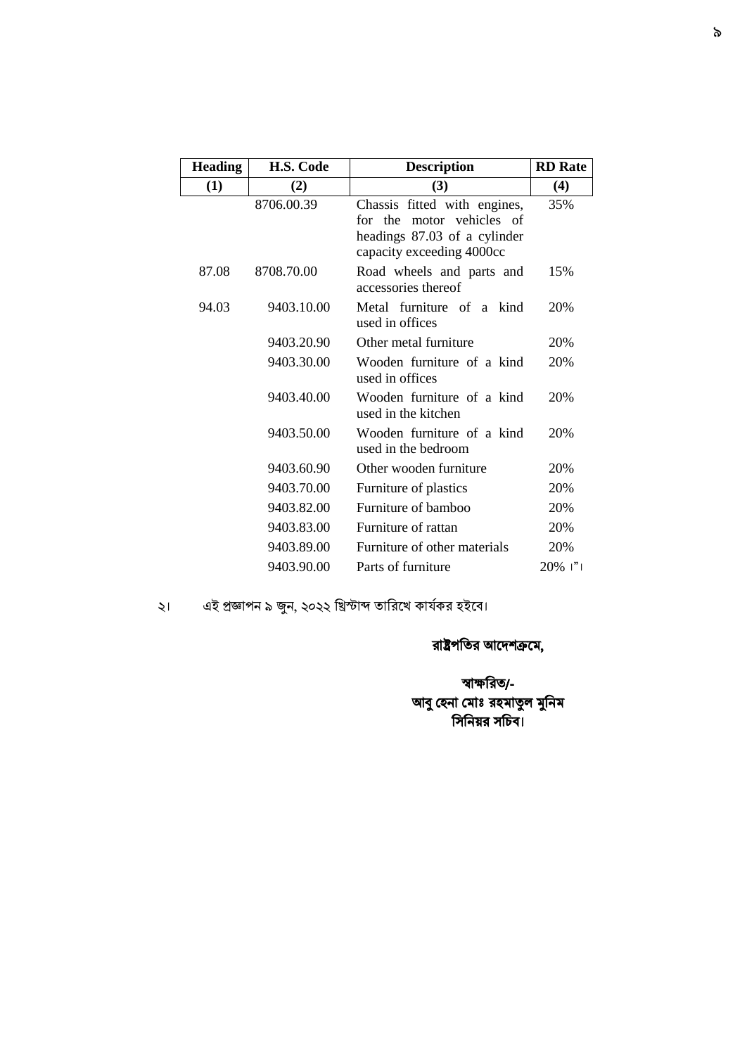| Heading | H.S. Code | Description | RD Rate |
|---|---|---|---|
| (1) | (2) | (3) | (4) |
| | 8706.00.39 | Chassis fitted with engines, for the motor vehicles of headings 87.03 of a cylinder capacity exceeding 4000cc | 35% |
| 87.08 | 8708.70.00 | Road wheels and parts and accessories thereof | 15% |
| 94.03 | 9403.10.00 | Metal furniture of a kind used in offices | 20% |
| | 9403.20.90 | Other metal furniture | 20% |
| | 9403.30.00 | Wooden furniture of a kind used in offices | 20% |
| | 9403.40.00 | Wooden furniture of a kind used in the kitchen | 20% |
| | 9403.50.00 | Wooden furniture of a kind used in the bedroom | 20% |
| | 9403.60.90 | Other wooden furniture | 20% |
| | 9403.70.00 | Furniture of plastics | 20% |
| | 9403.82.00 | Furniture of bamboo | 20% |
| | 9403.83.00 | Furniture of rattan | 20% |
| | 9403.89.00 | Furniture of other materials | 20% |
| | 9403.90.00 | Parts of furniture | 20% ।"। |

২। এই প্রজ্ঞাপন ৯ জুন, ২০২২ খ্রিস্টাব্দ তারিখে কার্যকর হইবে।

**রাষ্ট্রপতির আদেশক্রমে,**

**স্বাক্ষরিত/-**
**আবু হেনা মোঃ রহমাতুল মুনিম**
**সিনিয়র সচিব।**